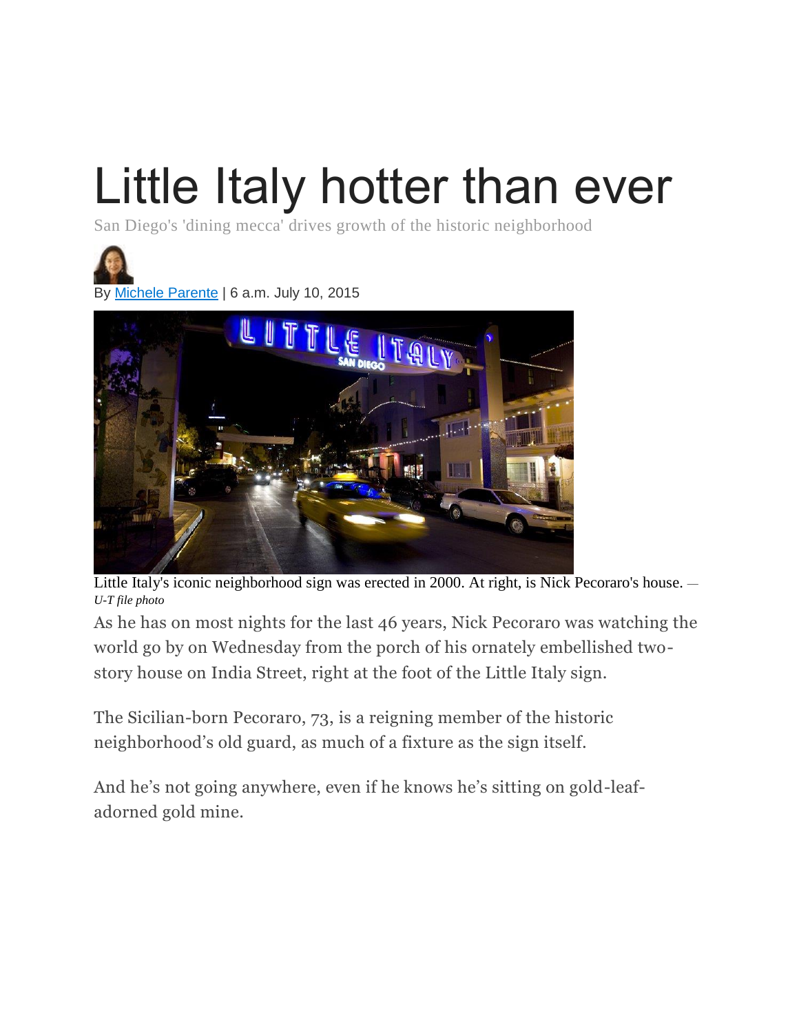# Little Italy hotter than ever

San Diego's 'dining mecca' drives growth of the historic neighborhood

By Michele Parente | 6 a.m. July 10, 2015

Little Italy's iconic neighborhood sign was erected in 2000. At right, is Nick Pecoraro's house. — *U-T file photo*

As he has on most nights for the last 46 years, Nick Pecoraro was watching the world go by on Wednesday from the porch of his ornately embellished two-story house on India Street, right at the foot of the Little Italy sign.

The Sicilian-born Pecoraro, 73, is a reigning member of the historic neighborhood's old guard, as much of a fixture as the sign itself.

And he's not going anywhere, even if he knows he's sitting on gold-leaf-adorned gold mine.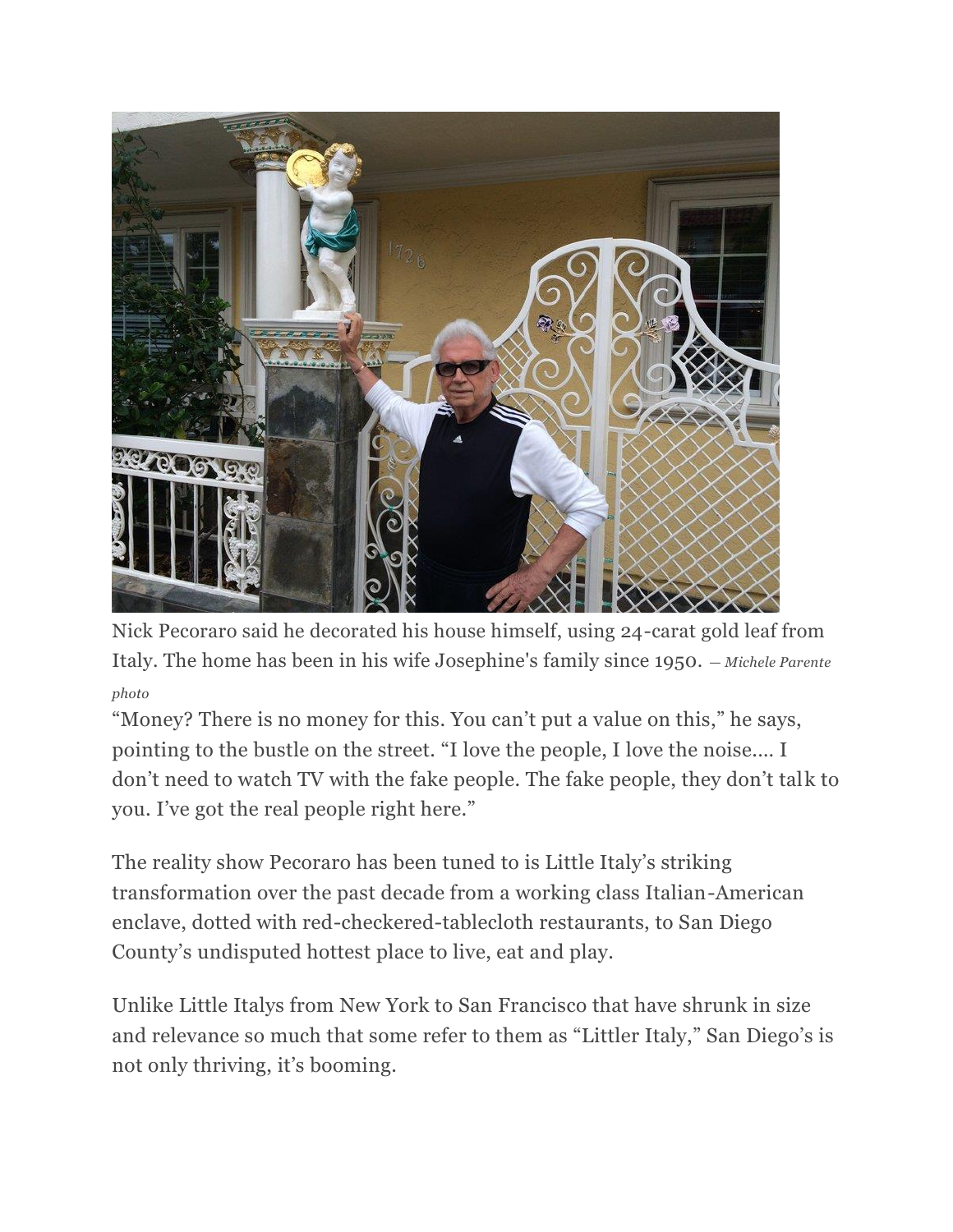Nick Pecoraro said he decorated his house himself, using 24-carat gold leaf from Italy. The home has been in his wife Josephine's family since 1950. *— Michele Parente photo*

"Money? There is no money for this. You can't put a value on this," he says, pointing to the bustle on the street. "I love the people, I love the noise.... I don't need to watch TV with the fake people. The fake people, they don't talk to you. I've got the real people right here."

The reality show Pecoraro has been tuned to is Little Italy's striking transformation over the past decade from a working class Italian-American enclave, dotted with red-checkered-tablecloth restaurants, to San Diego County's undisputed hottest place to live, eat and play.

Unlike Little Italys from New York to San Francisco that have shrunk in size and relevance so much that some refer to them as "Littler Italy," San Diego's is not only thriving, it's booming.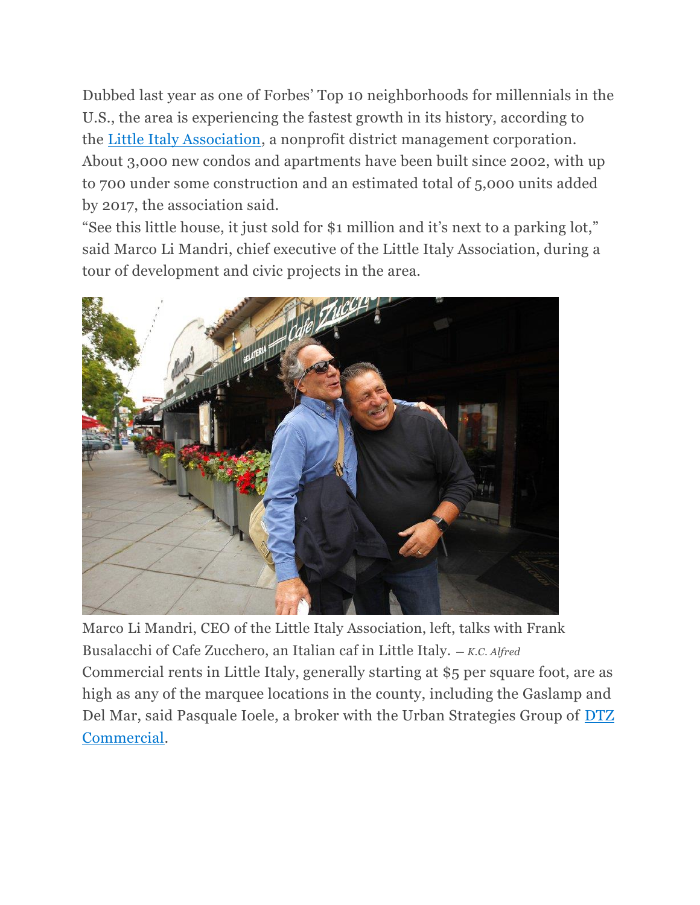Dubbed last year as one of Forbes' Top 10 neighborhoods for millennials in the U.S., the area is experiencing the fastest growth in its history, according to the [Little Italy Association](), a nonprofit district management corporation. About 3,000 new condos and apartments have been built since 2002, with up to 700 under some construction and an estimated total of 5,000 units added by 2017, the association said.

"See this little house, it just sold for $1 million and it's next to a parking lot," said Marco Li Mandri, chief executive of the Little Italy Association, during a tour of development and civic projects in the area.

Marco Li Mandri, CEO of the Little Italy Association, left, talks with Frank Busalacchi of Cafe Zucchero, an Italian caf in Little Italy. — *K.C. Alfred*

Commercial rents in Little Italy, generally starting at $5 per square foot, are as high as any of the marquee locations in the county, including the Gaslamp and Del Mar, said Pasquale Ioele, a broker with the Urban Strategies Group of [DTZ Commercial]().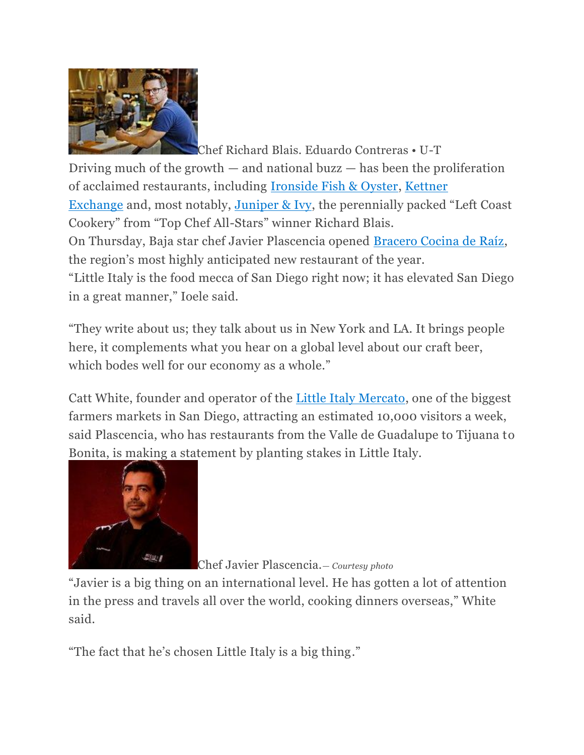Chef Richard Blais. Eduardo Contreras • U-T

Driving much of the growth — and national buzz — has been the proliferation of acclaimed restaurants, including Ironside Fish & Oyster, Kettner Exchange and, most notably, Juniper & Ivy, the perennially packed "Left Coast Cookery" from "Top Chef All-Stars" winner Richard Blais.

On Thursday, Baja star chef Javier Plascencia opened Bracero Cocina de Raíz, the region's most highly anticipated new restaurant of the year.

"Little Italy is the food mecca of San Diego right now; it has elevated San Diego in a great manner," Ioele said.

"They write about us; they talk about us in New York and LA. It brings people here, it complements what you hear on a global level about our craft beer, which bodes well for our economy as a whole."

Catt White, founder and operator of the Little Italy Mercato, one of the biggest farmers markets in San Diego, attracting an estimated 10,000 visitors a week, said Plascencia, who has restaurants from the Valle de Guadalupe to Tijuana to Bonita, is making a statement by planting stakes in Little Italy.

Chef Javier Plascencia.*— Courtesy photo*

"Javier is a big thing on an international level. He has gotten a lot of attention in the press and travels all over the world, cooking dinners overseas," White said.

"The fact that he's chosen Little Italy is a big thing."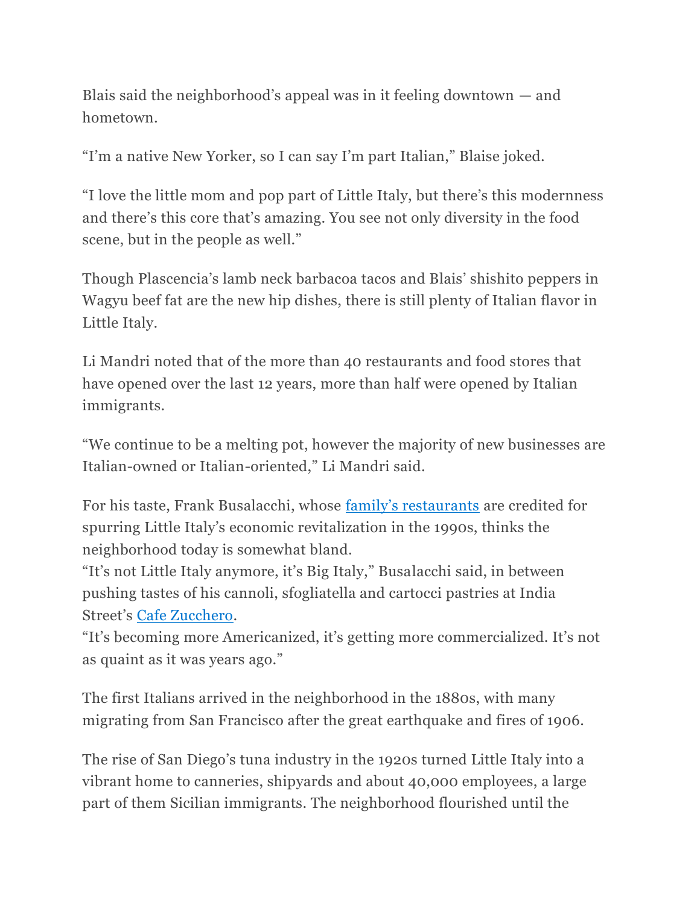Blais said the neighborhood's appeal was in it feeling downtown — and hometown.

"I'm a native New Yorker, so I can say I'm part Italian," Blaise joked.

"I love the little mom and pop part of Little Italy, but there's this modernness and there's this core that's amazing. You see not only diversity in the food scene, but in the people as well."

Though Plascencia's lamb neck barbacoa tacos and Blais' shishito peppers in Wagyu beef fat are the new hip dishes, there is still plenty of Italian flavor in Little Italy.

Li Mandri noted that of the more than 40 restaurants and food stores that have opened over the last 12 years, more than half were opened by Italian immigrants.

"We continue to be a melting pot, however the majority of new businesses are Italian-owned or Italian-oriented," Li Mandri said.

For his taste, Frank Busalacchi, whose family's restaurants are credited for spurring Little Italy's economic revitalization in the 1990s, thinks the neighborhood today is somewhat bland.

"It's not Little Italy anymore, it's Big Italy," Busalacchi said, in between pushing tastes of his cannoli, sfogliatella and cartocci pastries at India Street's Cafe Zucchero.

"It's becoming more Americanized, it's getting more commercialized. It's not as quaint as it was years ago."

The first Italians arrived in the neighborhood in the 1880s, with many migrating from San Francisco after the great earthquake and fires of 1906.

The rise of San Diego's tuna industry in the 1920s turned Little Italy into a vibrant home to canneries, shipyards and about 40,000 employees, a large part of them Sicilian immigrants. The neighborhood flourished until the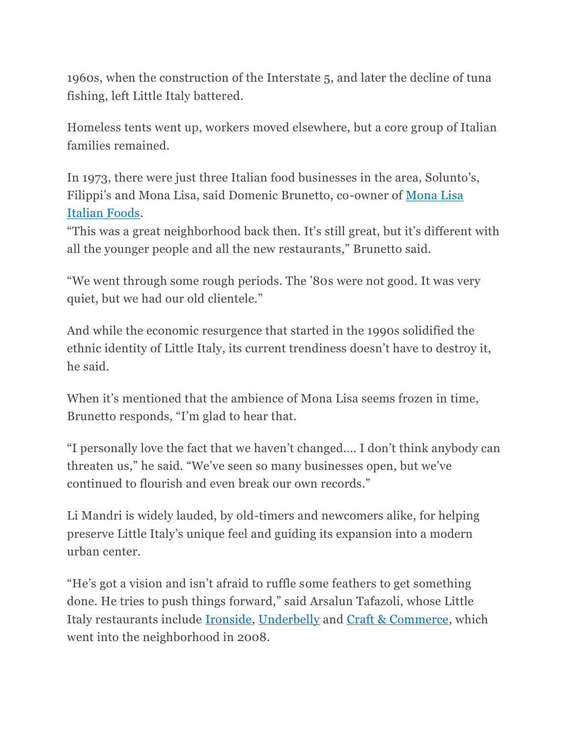1960s, when the construction of the Interstate 5, and later the decline of tuna fishing, left Little Italy battered.

Homeless tents went up, workers moved elsewhere, but a core group of Italian families remained.

In 1973, there were just three Italian food businesses in the area, Solunto's, Filippi's and Mona Lisa, said Domenic Brunetto, co-owner of Mona Lisa Italian Foods.
"This was a great neighborhood back then. It's still great, but it's different with all the younger people and all the new restaurants," Brunetto said.

"We went through some rough periods. The '80s were not good. It was very quiet, but we had our old clientele."

And while the economic resurgence that started in the 1990s solidified the ethnic identity of Little Italy, its current trendiness doesn't have to destroy it, he said.

When it's mentioned that the ambience of Mona Lisa seems frozen in time, Brunetto responds, "I'm glad to hear that.

"I personally love the fact that we haven't changed.... I don't think anybody can threaten us," he said. "We've seen so many businesses open, but we've continued to flourish and even break our own records."

Li Mandri is widely lauded, by old-timers and newcomers alike, for helping preserve Little Italy's unique feel and guiding its expansion into a modern urban center.

"He's got a vision and isn't afraid to ruffle some feathers to get something done. He tries to push things forward," said Arsalun Tafazoli, whose Little Italy restaurants include Ironside, Underbelly and Craft & Commerce, which went into the neighborhood in 2008.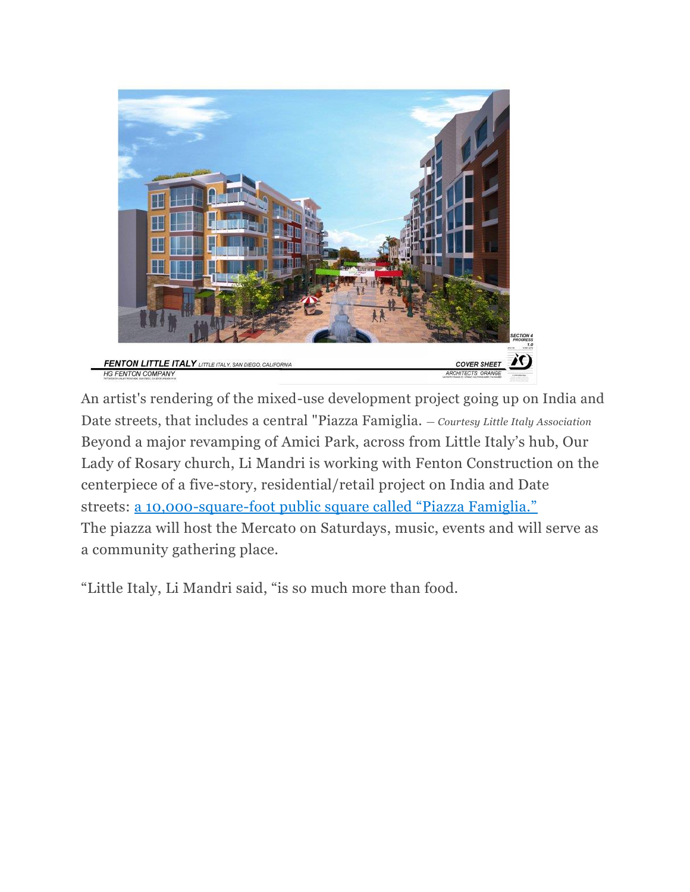An artist's rendering of the mixed-use development project going up on India and Date streets, that includes a central "Piazza Famiglia. *— Courtesy Little Italy Association*

Beyond a major revamping of Amici Park, across from Little Italy's hub, Our Lady of Rosary church, Li Mandri is working with Fenton Construction on the centerpiece of a five-story, residential/retail project on India and Date streets: a 10,000-square-foot public square called "Piazza Famiglia."

The piazza will host the Mercato on Saturdays, music, events and will serve as a community gathering place.

"Little Italy, Li Mandri said, "is so much more than food.